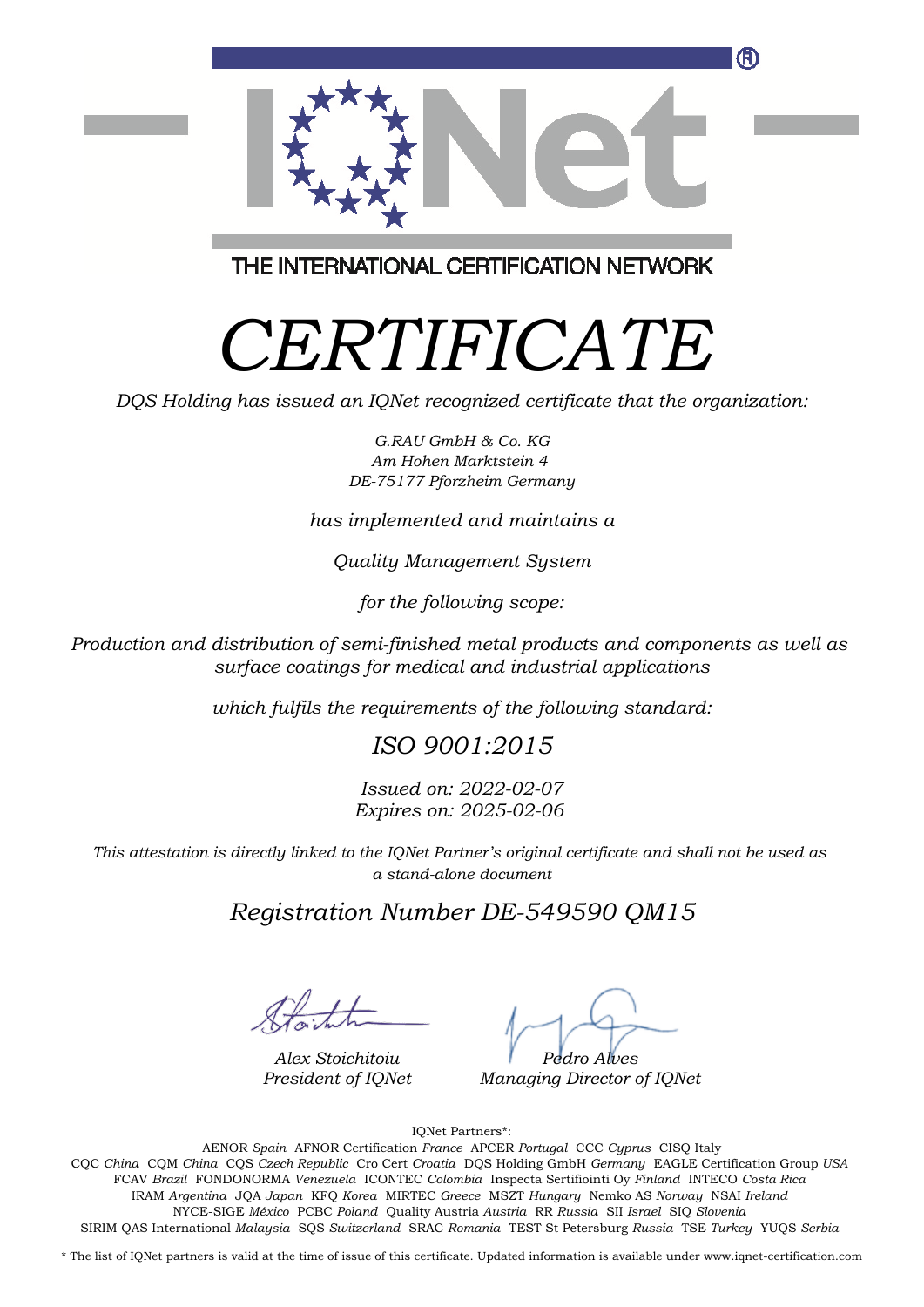IQNet

THE INTERNATIONAL CERTIFICATION NETWORK

# *CERTIFICATE*

*DQS Holding has issued an IQNet recognized certificate that the organization:*

*G.RAU GmbH & Co. KG*
*Am Hohen Marktstein 4*
*DE-75177 Pforzheim Germany*

*has implemented and maintains a*

*Quality Management System*

*for the following scope:*

*Production and distribution of semi-finished metal products and components as well as surface coatings for medical and industrial applications*

*which fulfils the requirements of the following standard:*

## *ISO 9001:2015*

*Issued on: 2022-02-07*
*Expires on: 2025-02-06*

*This attestation is directly linked to the IQNet Partner's original certificate and shall not be used as a stand-alone document*

## *Registration Number DE-549590 QM15*

*Alex Stoichitoiu*
*President of IQNet*

*Pedro Alves*
*Managing Director of IQNet*

IQNet Partners*:

AENOR *Spain* AFNOR Certification *France* APCER *Portugal* CCC *Cyprus* CISQ Italy
CQC *China* CQM *China* CQS *Czech Republic* Cro Cert *Croatia* DQS Holding GmbH *Germany* EAGLE Certification Group *USA*
FCAV *Brazil* FONDONORMA *Venezuela* ICONTEC *Colombia* Inspecta Sertifiointi Oy *Finland* INTECO *Costa Rica*
IRAM *Argentina* JQA *Japan* KFQ *Korea* MIRTEC *Greece* MSZT *Hungary* Nemko AS *Norway* NSAI *Ireland*
NYCE-SIGE *México* PCBC *Poland* Quality Austria *Austria* RR *Russia* SII *Israel* SIQ *Slovenia*
SIRIM QAS International *Malaysia* SQS *Switzerland* SRAC *Romania* TEST St Petersburg *Russia* TSE *Turkey* YUQS *Serbia*

* The list of IQNet partners is valid at the time of issue of this certificate. Updated information is available under www.iqnet-certification.com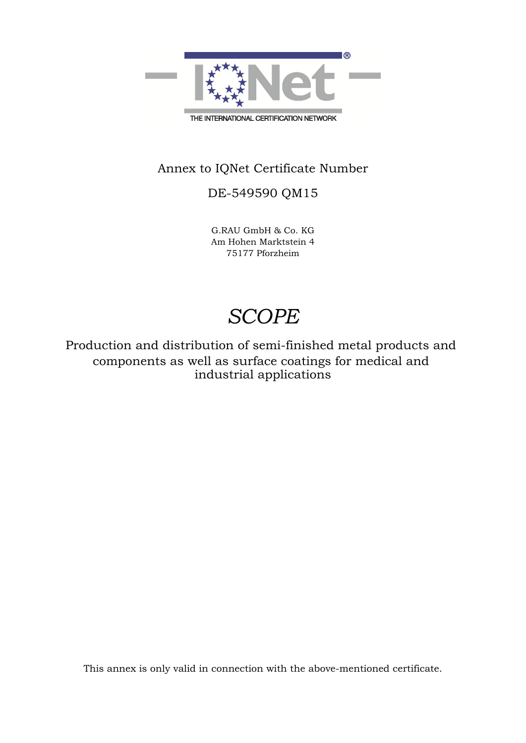THE INTERNATIONAL CERTIFICATION NETWORK

Annex to IQNet Certificate Number

DE-549590 QM15

G.RAU GmbH & Co. KG
Am Hohen Marktstein 4
75177 Pforzheim

# *SCOPE*

Production and distribution of semi-finished metal products and components as well as surface coatings for medical and industrial applications

This annex is only valid in connection with the above-mentioned certificate.